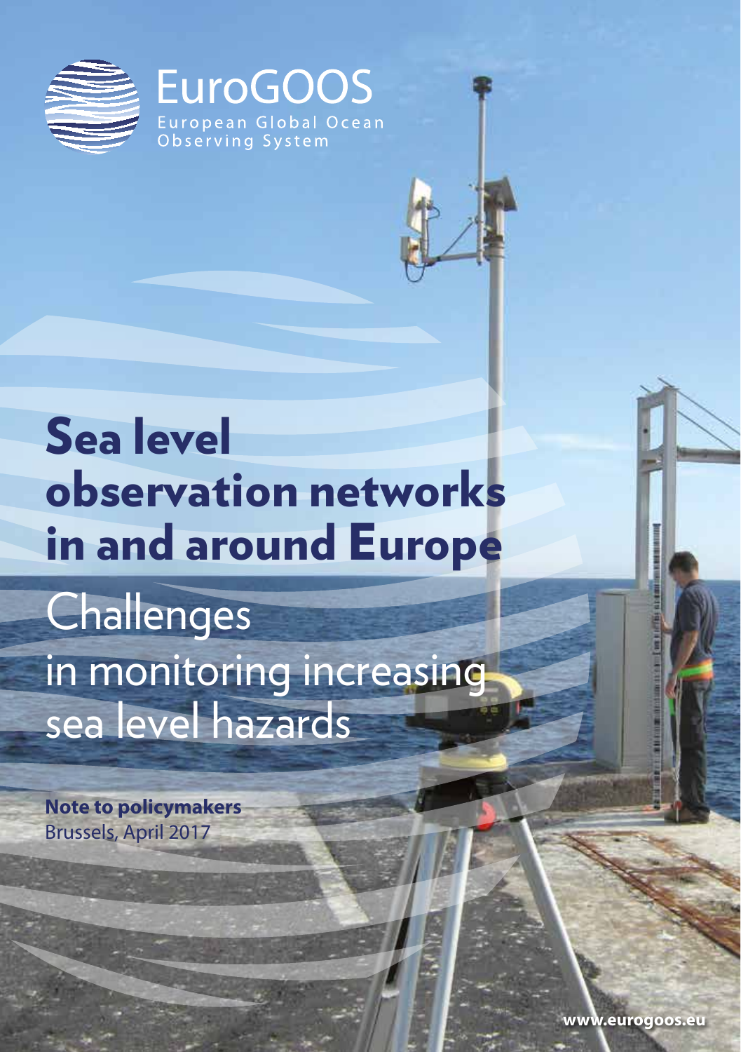EuroGOOS

European Global Ocean Observing System

# Sea level observation networks in and around Europe

## Challenges in monitoring increasing sea level hazards

**Note to policymakers**
Brussels, April 2017

www.eurogoos.eu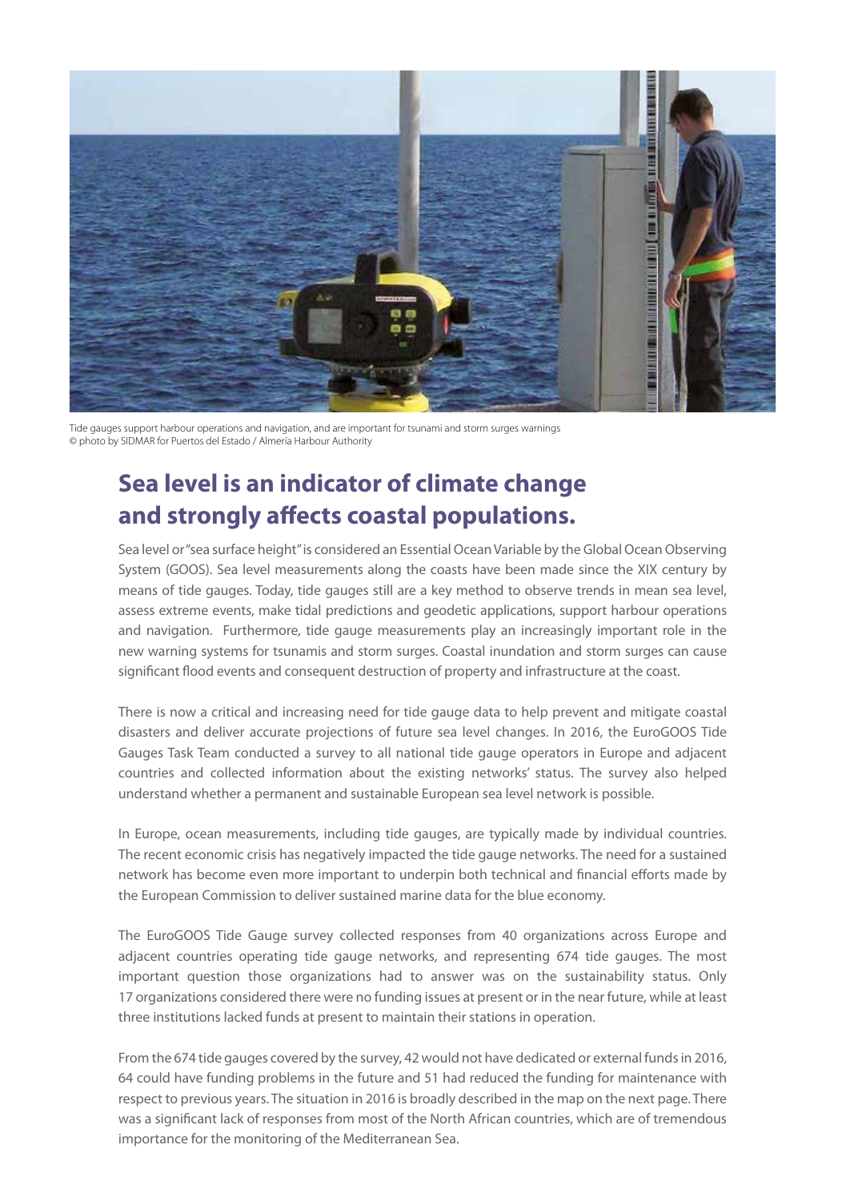Tide gauges support harbour operations and navigation, and are important for tsunami and storm surges warnings
© photo by SIDMAR for Puertos del Estado / Almería Harbour Authority

## Sea level is an indicator of climate change and strongly affects coastal populations.

Sea level or "sea surface height" is considered an Essential Ocean Variable by the Global Ocean Observing System (GOOS). Sea level measurements along the coasts have been made since the XIX century by means of tide gauges. Today, tide gauges still are a key method to observe trends in mean sea level, assess extreme events, make tidal predictions and geodetic applications, support harbour operations and navigation. Furthermore, tide gauge measurements play an increasingly important role in the new warning systems for tsunamis and storm surges. Coastal inundation and storm surges can cause significant flood events and consequent destruction of property and infrastructure at the coast.

There is now a critical and increasing need for tide gauge data to help prevent and mitigate coastal disasters and deliver accurate projections of future sea level changes. In 2016, the EuroGOOS Tide Gauges Task Team conducted a survey to all national tide gauge operators in Europe and adjacent countries and collected information about the existing networks' status. The survey also helped understand whether a permanent and sustainable European sea level network is possible.

In Europe, ocean measurements, including tide gauges, are typically made by individual countries. The recent economic crisis has negatively impacted the tide gauge networks. The need for a sustained network has become even more important to underpin both technical and financial efforts made by the European Commission to deliver sustained marine data for the blue economy.

The EuroGOOS Tide Gauge survey collected responses from 40 organizations across Europe and adjacent countries operating tide gauge networks, and representing 674 tide gauges. The most important question those organizations had to answer was on the sustainability status. Only 17 organizations considered there were no funding issues at present or in the near future, while at least three institutions lacked funds at present to maintain their stations in operation.

From the 674 tide gauges covered by the survey, 42 would not have dedicated or external funds in 2016, 64 could have funding problems in the future and 51 had reduced the funding for maintenance with respect to previous years. The situation in 2016 is broadly described in the map on the next page. There was a significant lack of responses from most of the North African countries, which are of tremendous importance for the monitoring of the Mediterranean Sea.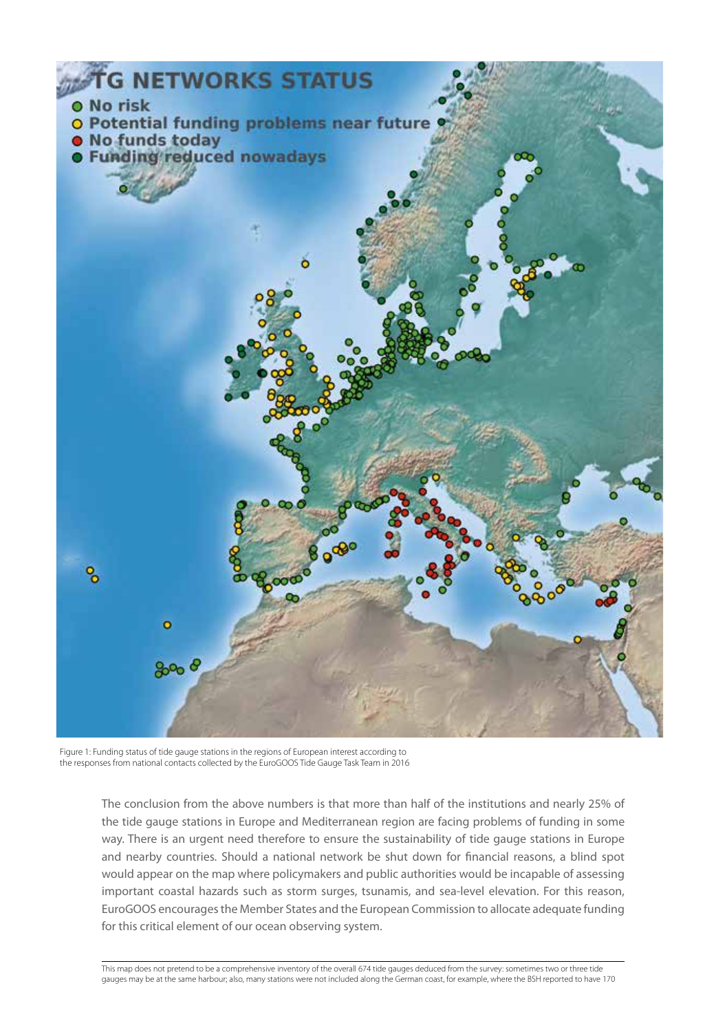Figure 1: Funding status of tide gauge stations in the regions of European interest according to the responses from national contacts collected by the EuroGOOS Tide Gauge Task Team in 2016

The conclusion from the above numbers is that more than half of the institutions and nearly 25% of the tide gauge stations in Europe and Mediterranean region are facing problems of funding in some way. There is an urgent need therefore to ensure the sustainability of tide gauge stations in Europe and nearby countries. Should a national network be shut down for financial reasons, a blind spot would appear on the map where policymakers and public authorities would be incapable of assessing important coastal hazards such as storm surges, tsunamis, and sea-level elevation. For this reason, EuroGOOS encourages the Member States and the European Commission to allocate adequate funding for this critical element of our ocean observing system.

---

This map does not pretend to be a comprehensive inventory of the overall 674 tide gauges deduced from the survey: sometimes two or three tide gauges may be at the same harbour; also, many stations were not included along the German coast, for example, where the BSH reported to have 170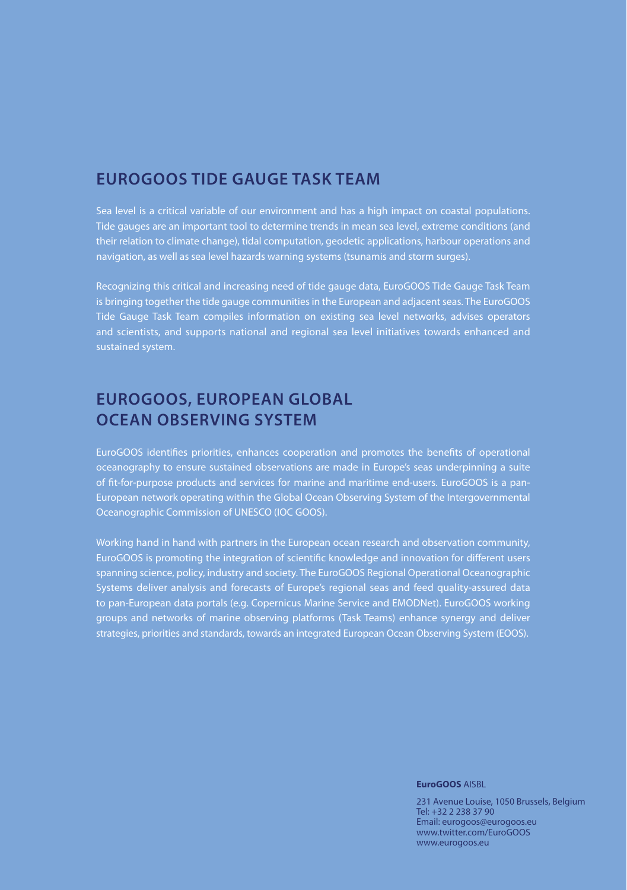## EUROGOOS TIDE GAUGE TASK TEAM

Sea level is a critical variable of our environment and has a high impact on coastal populations. Tide gauges are an important tool to determine trends in mean sea level, extreme conditions (and their relation to climate change), tidal computation, geodetic applications, harbour operations and navigation, as well as sea level hazards warning systems (tsunamis and storm surges).

Recognizing this critical and increasing need of tide gauge data, EuroGOOS Tide Gauge Task Team is bringing together the tide gauge communities in the European and adjacent seas. The EuroGOOS Tide Gauge Task Team compiles information on existing sea level networks, advises operators and scientists, and supports national and regional sea level initiatives towards enhanced and sustained system.

## EUROGOOS, EUROPEAN GLOBAL OCEAN OBSERVING SYSTEM

EuroGOOS identifies priorities, enhances cooperation and promotes the benefits of operational oceanography to ensure sustained observations are made in Europe's seas underpinning a suite of fit-for-purpose products and services for marine and maritime end-users. EuroGOOS is a pan-European network operating within the Global Ocean Observing System of the Intergovernmental Oceanographic Commission of UNESCO (IOC GOOS).

Working hand in hand with partners in the European ocean research and observation community, EuroGOOS is promoting the integration of scientific knowledge and innovation for different users spanning science, policy, industry and society. The EuroGOOS Regional Operational Oceanographic Systems deliver analysis and forecasts of Europe's regional seas and feed quality-assured data to pan-European data portals (e.g. Copernicus Marine Service and EMODNet). EuroGOOS working groups and networks of marine observing platforms (Task Teams) enhance synergy and deliver strategies, priorities and standards, towards an integrated European Ocean Observing System (EOOS).

**EuroGOOS** AISBL

231 Avenue Louise, 1050 Brussels, Belgium
Tel: +32 2 238 37 90
Email: eurogoos@eurogoos.eu
www.twitter.com/EuroGOOS
www.eurogoos.eu